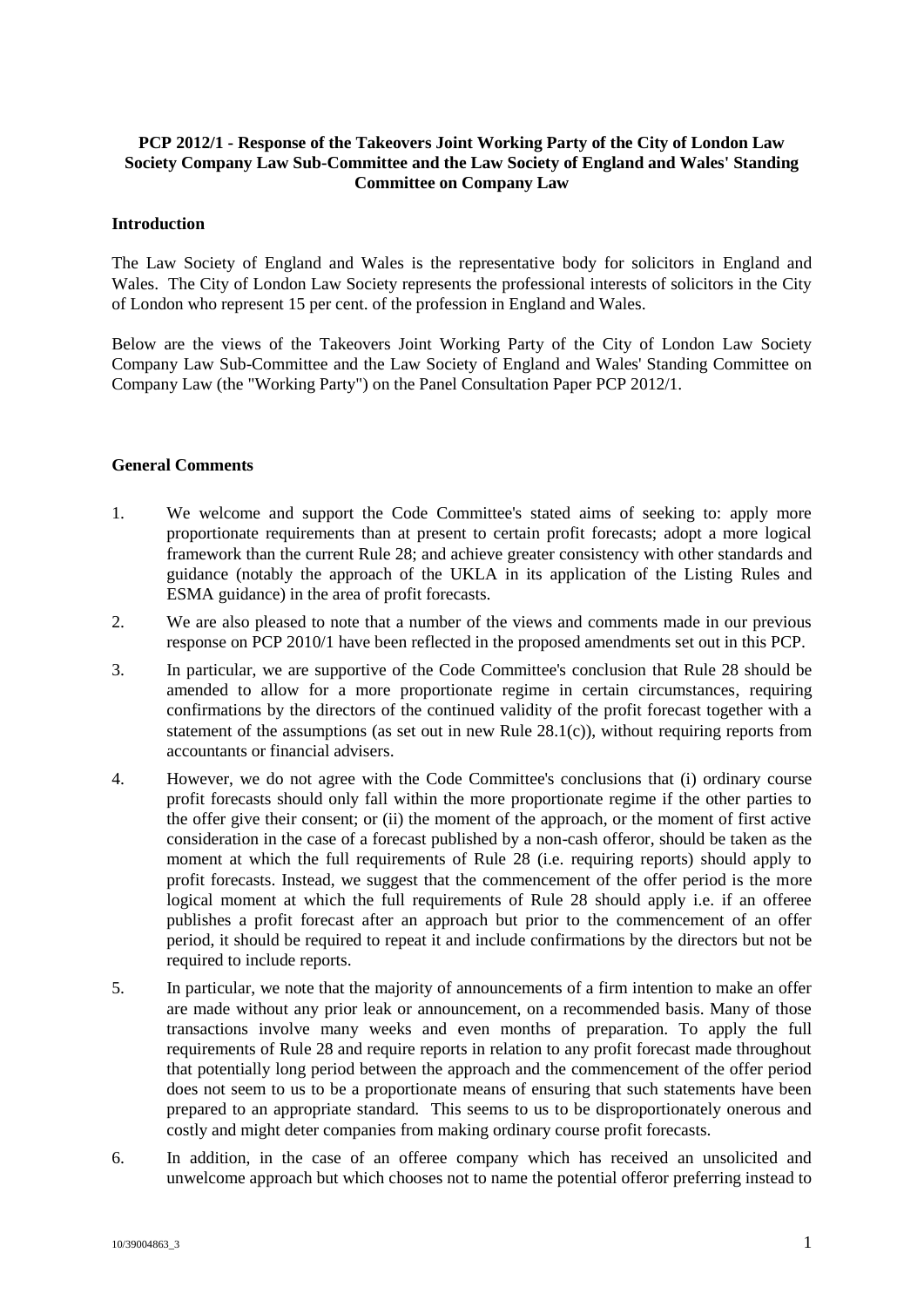**PCP 2012/1 - Response of the Takeovers Joint Working Party of the City of London Law Society Company Law Sub-Committee and the Law Society of England and Wales' Standing Committee on Company Law**

**Introduction**

The Law Society of England and Wales is the representative body for solicitors in England and Wales. The City of London Law Society represents the professional interests of solicitors in the City of London who represent 15 per cent. of the profession in England and Wales.

Below are the views of the Takeovers Joint Working Party of the City of London Law Society Company Law Sub-Committee and the Law Society of England and Wales' Standing Committee on Company Law (the "Working Party") on the Panel Consultation Paper PCP 2012/1.

**General Comments**

1. We welcome and support the Code Committee's stated aims of seeking to: apply more proportionate requirements than at present to certain profit forecasts; adopt a more logical framework than the current Rule 28; and achieve greater consistency with other standards and guidance (notably the approach of the UKLA in its application of the Listing Rules and ESMA guidance) in the area of profit forecasts.

2. We are also pleased to note that a number of the views and comments made in our previous response on PCP 2010/1 have been reflected in the proposed amendments set out in this PCP.

3. In particular, we are supportive of the Code Committee's conclusion that Rule 28 should be amended to allow for a more proportionate regime in certain circumstances, requiring confirmations by the directors of the continued validity of the profit forecast together with a statement of the assumptions (as set out in new Rule 28.1(c)), without requiring reports from accountants or financial advisers.

4. However, we do not agree with the Code Committee's conclusions that (i) ordinary course profit forecasts should only fall within the more proportionate regime if the other parties to the offer give their consent; or (ii) the moment of the approach, or the moment of first active consideration in the case of a forecast published by a non-cash offeror, should be taken as the moment at which the full requirements of Rule 28 (i.e. requiring reports) should apply to profit forecasts. Instead, we suggest that the commencement of the offer period is the more logical moment at which the full requirements of Rule 28 should apply i.e. if an offeree publishes a profit forecast after an approach but prior to the commencement of an offer period, it should be required to repeat it and include confirmations by the directors but not be required to include reports.

5. In particular, we note that the majority of announcements of a firm intention to make an offer are made without any prior leak or announcement, on a recommended basis. Many of those transactions involve many weeks and even months of preparation. To apply the full requirements of Rule 28 and require reports in relation to any profit forecast made throughout that potentially long period between the approach and the commencement of the offer period does not seem to us to be a proportionate means of ensuring that such statements have been prepared to an appropriate standard. This seems to us to be disproportionately onerous and costly and might deter companies from making ordinary course profit forecasts.

6. In addition, in the case of an offeree company which has received an unsolicited and unwelcome approach but which chooses not to name the potential offeror preferring instead to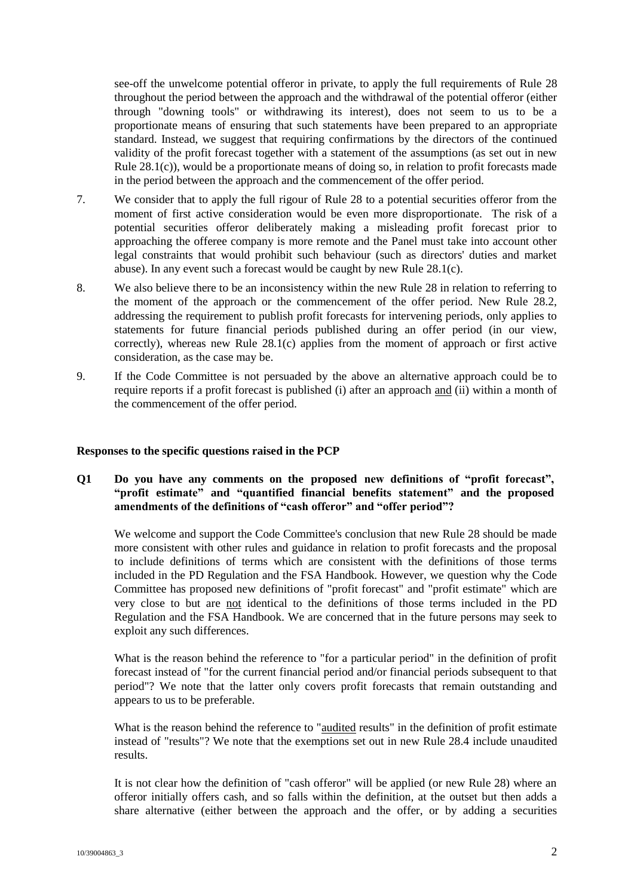see-off the unwelcome potential offeror in private, to apply the full requirements of Rule 28 throughout the period between the approach and the withdrawal of the potential offeror (either through "downing tools" or withdrawing its interest), does not seem to us to be a proportionate means of ensuring that such statements have been prepared to an appropriate standard. Instead, we suggest that requiring confirmations by the directors of the continued validity of the profit forecast together with a statement of the assumptions (as set out in new Rule 28.1(c)), would be a proportionate means of doing so, in relation to profit forecasts made in the period between the approach and the commencement of the offer period.

7. We consider that to apply the full rigour of Rule 28 to a potential securities offeror from the moment of first active consideration would be even more disproportionate. The risk of a potential securities offeror deliberately making a misleading profit forecast prior to approaching the offeree company is more remote and the Panel must take into account other legal constraints that would prohibit such behaviour (such as directors' duties and market abuse). In any event such a forecast would be caught by new Rule 28.1(c).

8. We also believe there to be an inconsistency within the new Rule 28 in relation to referring to the moment of the approach or the commencement of the offer period. New Rule 28.2, addressing the requirement to publish profit forecasts for intervening periods, only applies to statements for future financial periods published during an offer period (in our view, correctly), whereas new Rule 28.1(c) applies from the moment of approach or first active consideration, as the case may be.

9. If the Code Committee is not persuaded by the above an alternative approach could be to require reports if a profit forecast is published (i) after an approach and (ii) within a month of the commencement of the offer period.

**Responses to the specific questions raised in the PCP**

**Q1 Do you have any comments on the proposed new definitions of "profit forecast", "profit estimate" and "quantified financial benefits statement" and the proposed amendments of the definitions of "cash offeror" and "offer period"?**

We welcome and support the Code Committee's conclusion that new Rule 28 should be made more consistent with other rules and guidance in relation to profit forecasts and the proposal to include definitions of terms which are consistent with the definitions of those terms included in the PD Regulation and the FSA Handbook. However, we question why the Code Committee has proposed new definitions of "profit forecast" and "profit estimate" which are very close to but are not identical to the definitions of those terms included in the PD Regulation and the FSA Handbook. We are concerned that in the future persons may seek to exploit any such differences.

What is the reason behind the reference to "for a particular period" in the definition of profit forecast instead of "for the current financial period and/or financial periods subsequent to that period"? We note that the latter only covers profit forecasts that remain outstanding and appears to us to be preferable.

What is the reason behind the reference to "audited results" in the definition of profit estimate instead of "results"? We note that the exemptions set out in new Rule 28.4 include unaudited results.

It is not clear how the definition of "cash offeror" will be applied (or new Rule 28) where an offeror initially offers cash, and so falls within the definition, at the outset but then adds a share alternative (either between the approach and the offer, or by adding a securities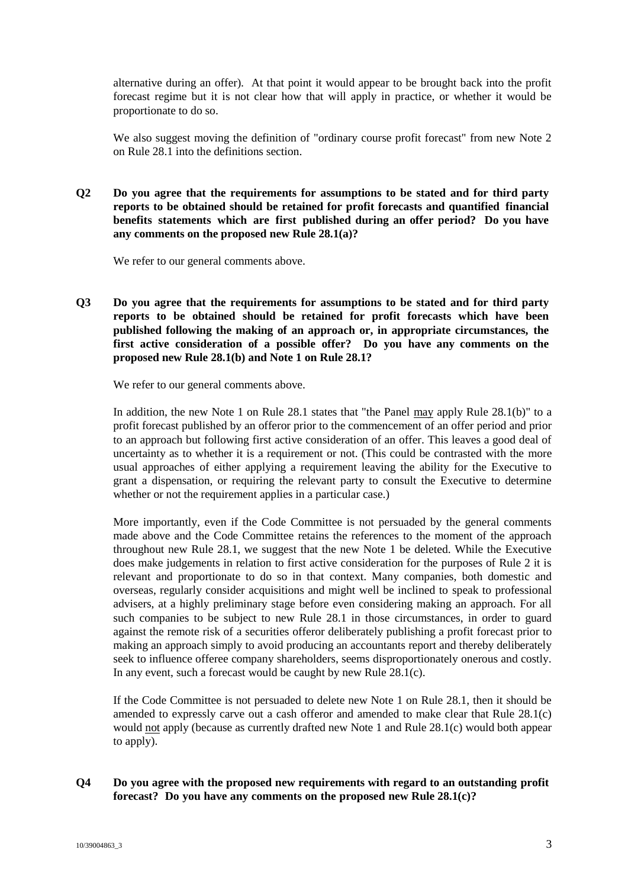alternative during an offer). At that point it would appear to be brought back into the profit forecast regime but it is not clear how that will apply in practice, or whether it would be proportionate to do so.

We also suggest moving the definition of "ordinary course profit forecast" from new Note 2 on Rule 28.1 into the definitions section.

**Q2 Do you agree that the requirements for assumptions to be stated and for third party reports to be obtained should be retained for profit forecasts and quantified financial benefits statements which are first published during an offer period? Do you have any comments on the proposed new Rule 28.1(a)?**

We refer to our general comments above.

**Q3 Do you agree that the requirements for assumptions to be stated and for third party reports to be obtained should be retained for profit forecasts which have been published following the making of an approach or, in appropriate circumstances, the first active consideration of a possible offer? Do you have any comments on the proposed new Rule 28.1(b) and Note 1 on Rule 28.1?**

We refer to our general comments above.

In addition, the new Note 1 on Rule 28.1 states that "the Panel may apply Rule 28.1(b)" to a profit forecast published by an offeror prior to the commencement of an offer period and prior to an approach but following first active consideration of an offer. This leaves a good deal of uncertainty as to whether it is a requirement or not. (This could be contrasted with the more usual approaches of either applying a requirement leaving the ability for the Executive to grant a dispensation, or requiring the relevant party to consult the Executive to determine whether or not the requirement applies in a particular case.)

More importantly, even if the Code Committee is not persuaded by the general comments made above and the Code Committee retains the references to the moment of the approach throughout new Rule 28.1, we suggest that the new Note 1 be deleted. While the Executive does make judgements in relation to first active consideration for the purposes of Rule 2 it is relevant and proportionate to do so in that context. Many companies, both domestic and overseas, regularly consider acquisitions and might well be inclined to speak to professional advisers, at a highly preliminary stage before even considering making an approach. For all such companies to be subject to new Rule 28.1 in those circumstances, in order to guard against the remote risk of a securities offeror deliberately publishing a profit forecast prior to making an approach simply to avoid producing an accountants report and thereby deliberately seek to influence offeree company shareholders, seems disproportionately onerous and costly. In any event, such a forecast would be caught by new Rule 28.1(c).

If the Code Committee is not persuaded to delete new Note 1 on Rule 28.1, then it should be amended to expressly carve out a cash offeror and amended to make clear that Rule 28.1(c) would not apply (because as currently drafted new Note 1 and Rule 28.1(c) would both appear to apply).

**Q4 Do you agree with the proposed new requirements with regard to an outstanding profit forecast? Do you have any comments on the proposed new Rule 28.1(c)?**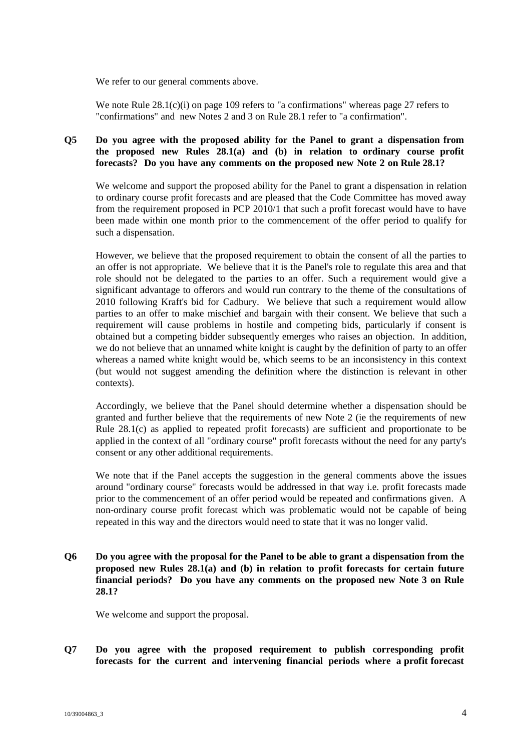We refer to our general comments above.

We note Rule 28.1(c)(i) on page 109 refers to "a confirmations" whereas page 27 refers to "confirmations" and new Notes 2 and 3 on Rule 28.1 refer to "a confirmation".

**Q5 Do you agree with the proposed ability for the Panel to grant a dispensation from the proposed new Rules 28.1(a) and (b) in relation to ordinary course profit forecasts? Do you have any comments on the proposed new Note 2 on Rule 28.1?**

We welcome and support the proposed ability for the Panel to grant a dispensation in relation to ordinary course profit forecasts and are pleased that the Code Committee has moved away from the requirement proposed in PCP 2010/1 that such a profit forecast would have to have been made within one month prior to the commencement of the offer period to qualify for such a dispensation.

However, we believe that the proposed requirement to obtain the consent of all the parties to an offer is not appropriate. We believe that it is the Panel's role to regulate this area and that role should not be delegated to the parties to an offer. Such a requirement would give a significant advantage to offerors and would run contrary to the theme of the consultations of 2010 following Kraft's bid for Cadbury. We believe that such a requirement would allow parties to an offer to make mischief and bargain with their consent. We believe that such a requirement will cause problems in hostile and competing bids, particularly if consent is obtained but a competing bidder subsequently emerges who raises an objection. In addition, we do not believe that an unnamed white knight is caught by the definition of party to an offer whereas a named white knight would be, which seems to be an inconsistency in this context (but would not suggest amending the definition where the distinction is relevant in other contexts).

Accordingly, we believe that the Panel should determine whether a dispensation should be granted and further believe that the requirements of new Note 2 (ie the requirements of new Rule 28.1(c) as applied to repeated profit forecasts) are sufficient and proportionate to be applied in the context of all "ordinary course" profit forecasts without the need for any party's consent or any other additional requirements.

We note that if the Panel accepts the suggestion in the general comments above the issues around "ordinary course" forecasts would be addressed in that way i.e. profit forecasts made prior to the commencement of an offer period would be repeated and confirmations given. A non-ordinary course profit forecast which was problematic would not be capable of being repeated in this way and the directors would need to state that it was no longer valid.

**Q6 Do you agree with the proposal for the Panel to be able to grant a dispensation from the proposed new Rules 28.1(a) and (b) in relation to profit forecasts for certain future financial periods? Do you have any comments on the proposed new Note 3 on Rule 28.1?**

We welcome and support the proposal.

**Q7 Do you agree with the proposed requirement to publish corresponding profit forecasts for the current and intervening financial periods where a profit forecast**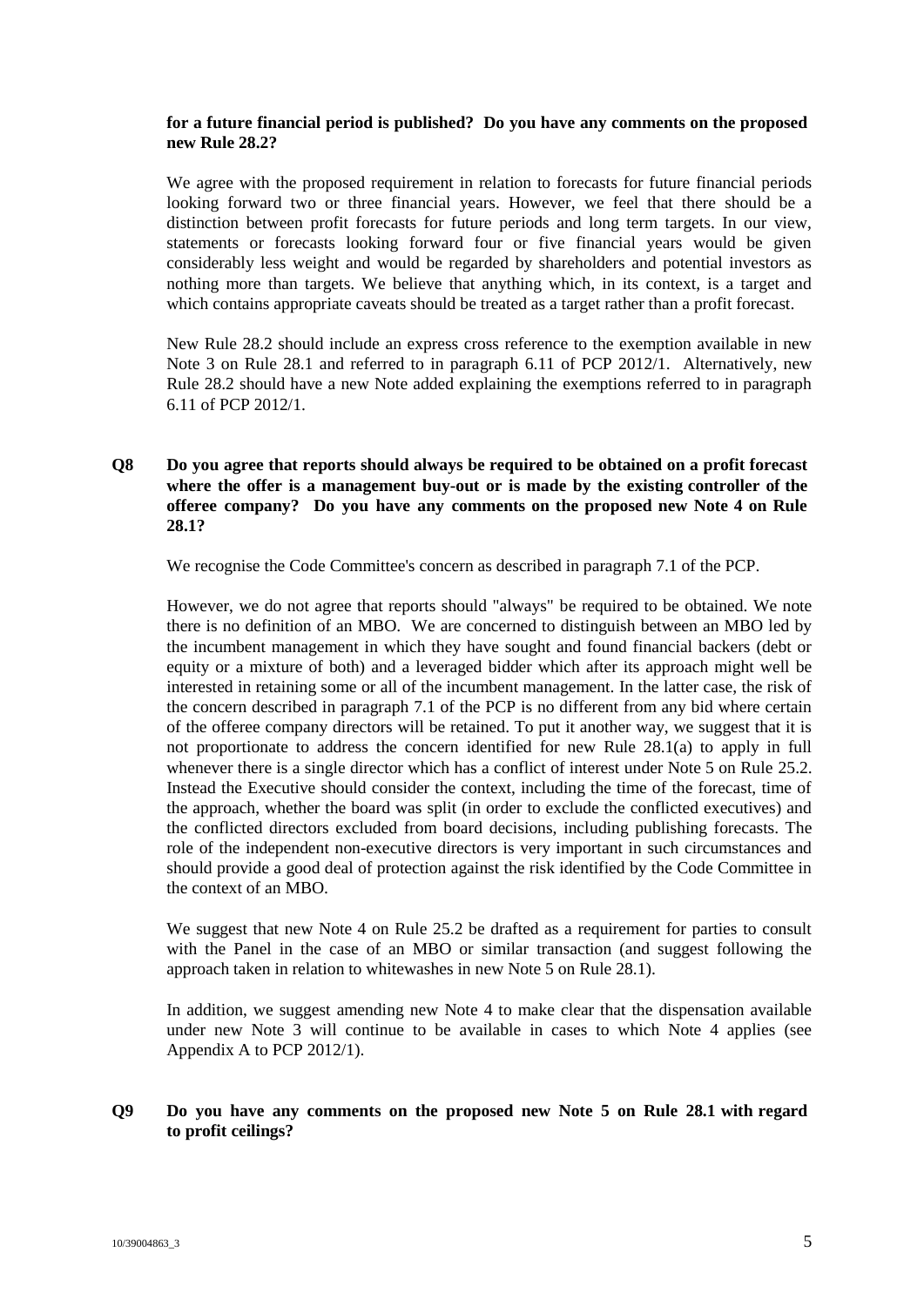**for a future financial period is published? Do you have any comments on the proposed new Rule 28.2?**

We agree with the proposed requirement in relation to forecasts for future financial periods looking forward two or three financial years. However, we feel that there should be a distinction between profit forecasts for future periods and long term targets. In our view, statements or forecasts looking forward four or five financial years would be given considerably less weight and would be regarded by shareholders and potential investors as nothing more than targets. We believe that anything which, in its context, is a target and which contains appropriate caveats should be treated as a target rather than a profit forecast.

New Rule 28.2 should include an express cross reference to the exemption available in new Note 3 on Rule 28.1 and referred to in paragraph 6.11 of PCP 2012/1. Alternatively, new Rule 28.2 should have a new Note added explaining the exemptions referred to in paragraph 6.11 of PCP 2012/1.

**Q8 Do you agree that reports should always be required to be obtained on a profit forecast where the offer is a management buy-out or is made by the existing controller of the offeree company? Do you have any comments on the proposed new Note 4 on Rule 28.1?**

We recognise the Code Committee's concern as described in paragraph 7.1 of the PCP.

However, we do not agree that reports should "always" be required to be obtained. We note there is no definition of an MBO. We are concerned to distinguish between an MBO led by the incumbent management in which they have sought and found financial backers (debt or equity or a mixture of both) and a leveraged bidder which after its approach might well be interested in retaining some or all of the incumbent management. In the latter case, the risk of the concern described in paragraph 7.1 of the PCP is no different from any bid where certain of the offeree company directors will be retained. To put it another way, we suggest that it is not proportionate to address the concern identified for new Rule 28.1(a) to apply in full whenever there is a single director which has a conflict of interest under Note 5 on Rule 25.2. Instead the Executive should consider the context, including the time of the forecast, time of the approach, whether the board was split (in order to exclude the conflicted executives) and the conflicted directors excluded from board decisions, including publishing forecasts. The role of the independent non-executive directors is very important in such circumstances and should provide a good deal of protection against the risk identified by the Code Committee in the context of an MBO.

We suggest that new Note 4 on Rule 25.2 be drafted as a requirement for parties to consult with the Panel in the case of an MBO or similar transaction (and suggest following the approach taken in relation to whitewashes in new Note 5 on Rule 28.1).

In addition, we suggest amending new Note 4 to make clear that the dispensation available under new Note 3 will continue to be available in cases to which Note 4 applies (see Appendix A to PCP 2012/1).

**Q9 Do you have any comments on the proposed new Note 5 on Rule 28.1 with regard to profit ceilings?**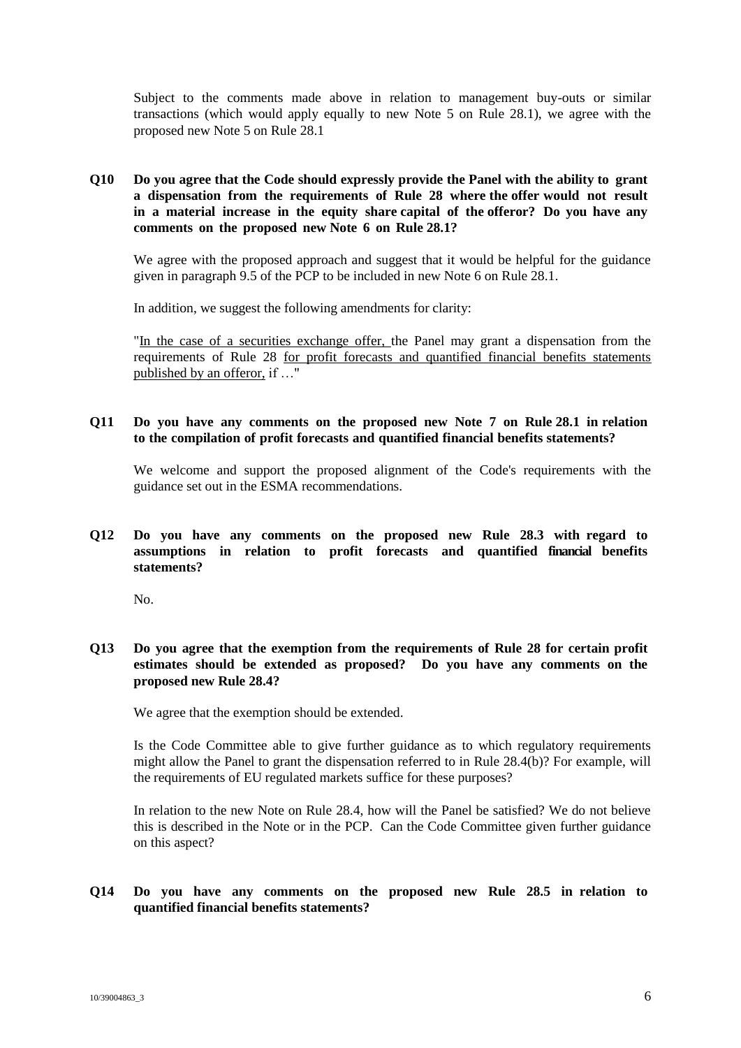Subject to the comments made above in relation to management buy-outs or similar transactions (which would apply equally to new Note 5 on Rule 28.1), we agree with the proposed new Note 5 on Rule 28.1

**Q10 Do you agree that the Code should expressly provide the Panel with the ability to grant a dispensation from the requirements of Rule 28 where the offer would not result in a material increase in the equity share capital of the offeror? Do you have any comments on the proposed new Note 6 on Rule 28.1?**

We agree with the proposed approach and suggest that it would be helpful for the guidance given in paragraph 9.5 of the PCP to be included in new Note 6 on Rule 28.1.

In addition, we suggest the following amendments for clarity:

"<u>In the case of a securities exchange offer, t</u>he Panel may grant a dispensation from the requirements of Rule 28 <u>for profit forecasts and quantified financial benefits statements published by an offeror,</u> if …"

**Q11 Do you have any comments on the proposed new Note 7 on Rule 28.1 in relation to the compilation of profit forecasts and quantified financial benefits statements?**

We welcome and support the proposed alignment of the Code's requirements with the guidance set out in the ESMA recommendations.

**Q12 Do you have any comments on the proposed new Rule 28.3 with regard to assumptions in relation to profit forecasts and quantified financial benefits statements?**

No.

**Q13 Do you agree that the exemption from the requirements of Rule 28 for certain profit estimates should be extended as proposed? Do you have any comments on the proposed new Rule 28.4?**

We agree that the exemption should be extended.

Is the Code Committee able to give further guidance as to which regulatory requirements might allow the Panel to grant the dispensation referred to in Rule 28.4(b)? For example, will the requirements of EU regulated markets suffice for these purposes?

In relation to the new Note on Rule 28.4, how will the Panel be satisfied? We do not believe this is described in the Note or in the PCP. Can the Code Committee given further guidance on this aspect?

**Q14 Do you have any comments on the proposed new Rule 28.5 in relation to quantified financial benefits statements?**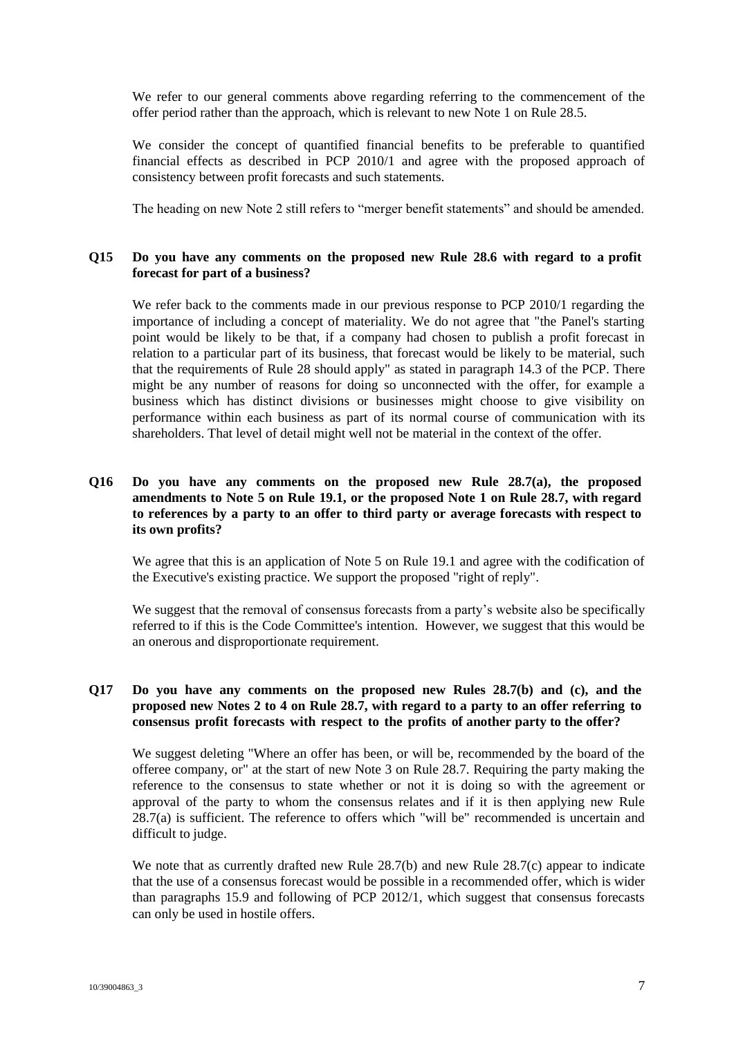We refer to our general comments above regarding referring to the commencement of the offer period rather than the approach, which is relevant to new Note 1 on Rule 28.5.

We consider the concept of quantified financial benefits to be preferable to quantified financial effects as described in PCP 2010/1 and agree with the proposed approach of consistency between profit forecasts and such statements.

The heading on new Note 2 still refers to "merger benefit statements" and should be amended.

**Q15 Do you have any comments on the proposed new Rule 28.6 with regard to a profit forecast for part of a business?**

We refer back to the comments made in our previous response to PCP 2010/1 regarding the importance of including a concept of materiality. We do not agree that "the Panel's starting point would be likely to be that, if a company had chosen to publish a profit forecast in relation to a particular part of its business, that forecast would be likely to be material, such that the requirements of Rule 28 should apply" as stated in paragraph 14.3 of the PCP. There might be any number of reasons for doing so unconnected with the offer, for example a business which has distinct divisions or businesses might choose to give visibility on performance within each business as part of its normal course of communication with its shareholders. That level of detail might well not be material in the context of the offer.

**Q16 Do you have any comments on the proposed new Rule 28.7(a), the proposed amendments to Note 5 on Rule 19.1, or the proposed Note 1 on Rule 28.7, with regard to references by a party to an offer to third party or average forecasts with respect to its own profits?**

We agree that this is an application of Note 5 on Rule 19.1 and agree with the codification of the Executive's existing practice. We support the proposed "right of reply".

We suggest that the removal of consensus forecasts from a party's website also be specifically referred to if this is the Code Committee's intention. However, we suggest that this would be an onerous and disproportionate requirement.

**Q17 Do you have any comments on the proposed new Rules 28.7(b) and (c), and the proposed new Notes 2 to 4 on Rule 28.7, with regard to a party to an offer referring to consensus profit forecasts with respect to the profits of another party to the offer?**

We suggest deleting "Where an offer has been, or will be, recommended by the board of the offeree company, or" at the start of new Note 3 on Rule 28.7. Requiring the party making the reference to the consensus to state whether or not it is doing so with the agreement or approval of the party to whom the consensus relates and if it is then applying new Rule 28.7(a) is sufficient. The reference to offers which "will be" recommended is uncertain and difficult to judge.

We note that as currently drafted new Rule 28.7(b) and new Rule 28.7(c) appear to indicate that the use of a consensus forecast would be possible in a recommended offer, which is wider than paragraphs 15.9 and following of PCP 2012/1, which suggest that consensus forecasts can only be used in hostile offers.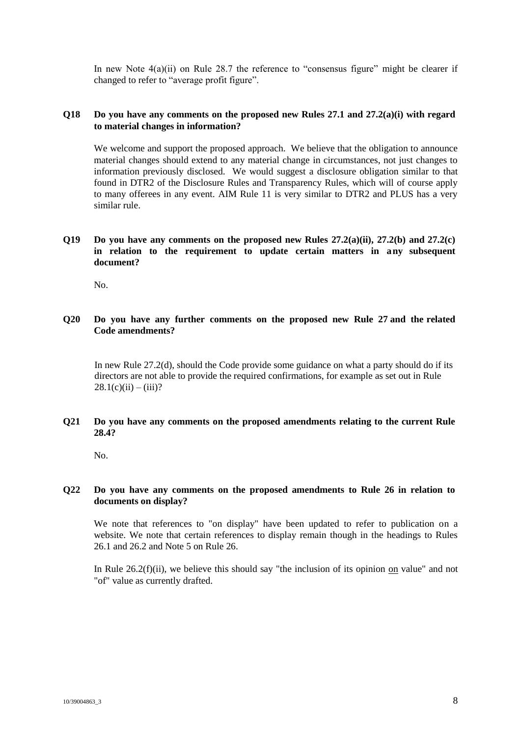In new Note 4(a)(ii) on Rule 28.7 the reference to "consensus figure" might be clearer if changed to refer to "average profit figure".

**Q18 Do you have any comments on the proposed new Rules 27.1 and 27.2(a)(i) with regard to material changes in information?**

We welcome and support the proposed approach. We believe that the obligation to announce material changes should extend to any material change in circumstances, not just changes to information previously disclosed. We would suggest a disclosure obligation similar to that found in DTR2 of the Disclosure Rules and Transparency Rules, which will of course apply to many offerees in any event. AIM Rule 11 is very similar to DTR2 and PLUS has a very similar rule.

**Q19 Do you have any comments on the proposed new Rules 27.2(a)(ii), 27.2(b) and 27.2(c) in relation to the requirement to update certain matters in any subsequent document?**

No.

**Q20 Do you have any further comments on the proposed new Rule 27 and the related Code amendments?**

In new Rule 27.2(d), should the Code provide some guidance on what a party should do if its directors are not able to provide the required confirmations, for example as set out in Rule 28.1(c)(ii) – (iii)?

**Q21 Do you have any comments on the proposed amendments relating to the current Rule 28.4?**

No.

**Q22 Do you have any comments on the proposed amendments to Rule 26 in relation to documents on display?**

We note that references to "on display" have been updated to refer to publication on a website. We note that certain references to display remain though in the headings to Rules 26.1 and 26.2 and Note 5 on Rule 26.

In Rule 26.2(f)(ii), we believe this should say "the inclusion of its opinion <u>on</u> value" and not "of" value as currently drafted.